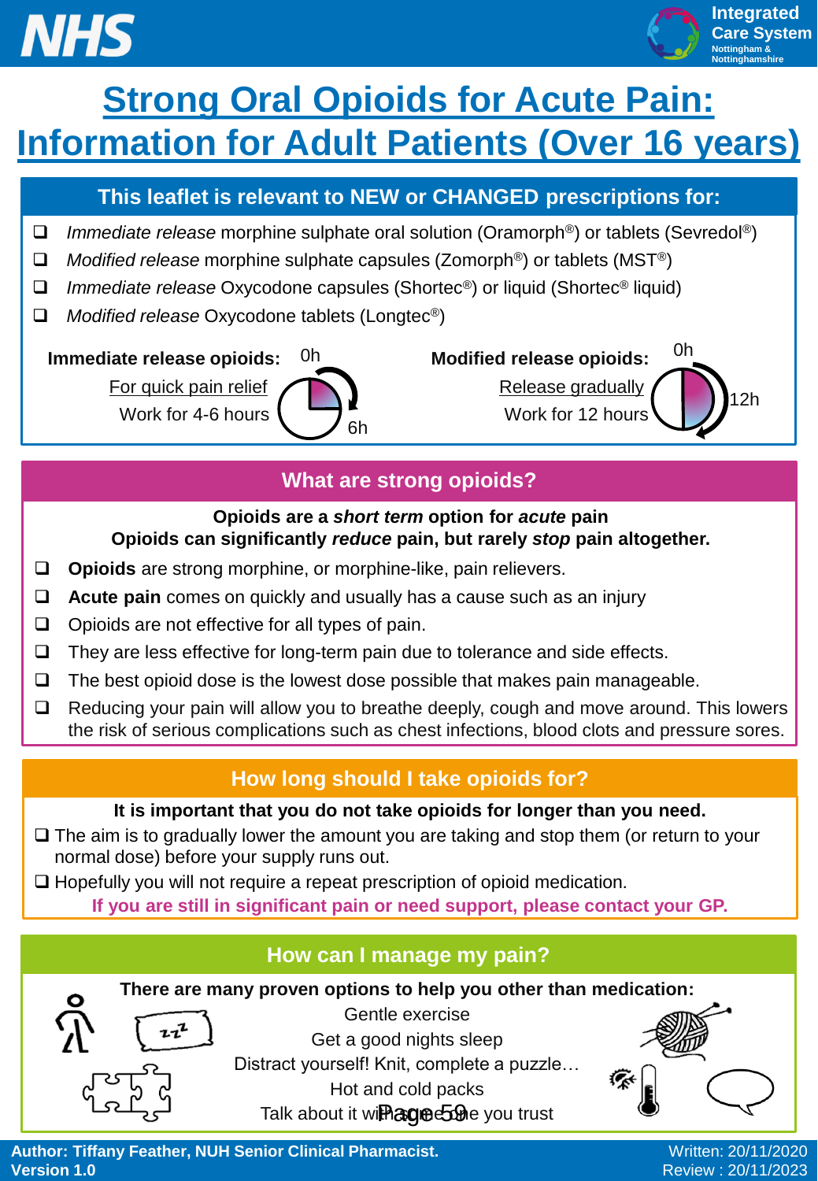# Strong Oral Opioids for Acute Pain: Information for Adult Patients (Over 16 years)

## This leaflet is relevant to NEW or CHANGED prescriptions for:

- *Immediate release* morphine sulphate oral solution (Oramorph®) or tablets (Sevredol®)
- *Modified release* morphine sulphate capsules (Zomorph®) or tablets (MST®)
- *Immediate release* Oxycodone capsules (Shortec®) or liquid (Shortec® liquid)
- *Modified release* Oxycodone tablets (Longtec®)

**Immediate release opioids:** For quick pain relief. Work for 4-6 hours (0h – 6h)

**Modified release opioids:** Release gradually. Work for 12 hours (0h – 12h)

## What are strong opioids?

**Opioids are a *short term* option for *acute* pain**
**Opioids can significantly *reduce* pain, but rarely *stop* pain altogether.**

- **Opioids** are strong morphine, or morphine-like, pain relievers.
- **Acute pain** comes on quickly and usually has a cause such as an injury
- Opioids are not effective for all types of pain.
- They are less effective for long-term pain due to tolerance and side effects.
- The best opioid dose is the lowest dose possible that makes pain manageable.
- Reducing your pain will allow you to breathe deeply, cough and move around. This lowers the risk of serious complications such as chest infections, blood clots and pressure sores.

## How long should I take opioids for?

**It is important that you do not take opioids for longer than you need.**

- The aim is to gradually lower the amount you are taking and stop them (or return to your normal dose) before your supply runs out.
- Hopefully you will not require a repeat prescription of opioid medication.

**If you are still in significant pain or need support, please contact your GP.**

## How can I manage my pain?

**There are many proven options to help you other than medication:**

Gentle exercise
Get a good nights sleep
Distract yourself! Knit, complete a puzzle…
Hot and cold packs
Talk about it with someone you trust

**Author: Tiffany Feather, NUH Senior Clinical Pharmacist.**
**Version 1.0**

Written: 20/11/2020
Review : 20/11/2023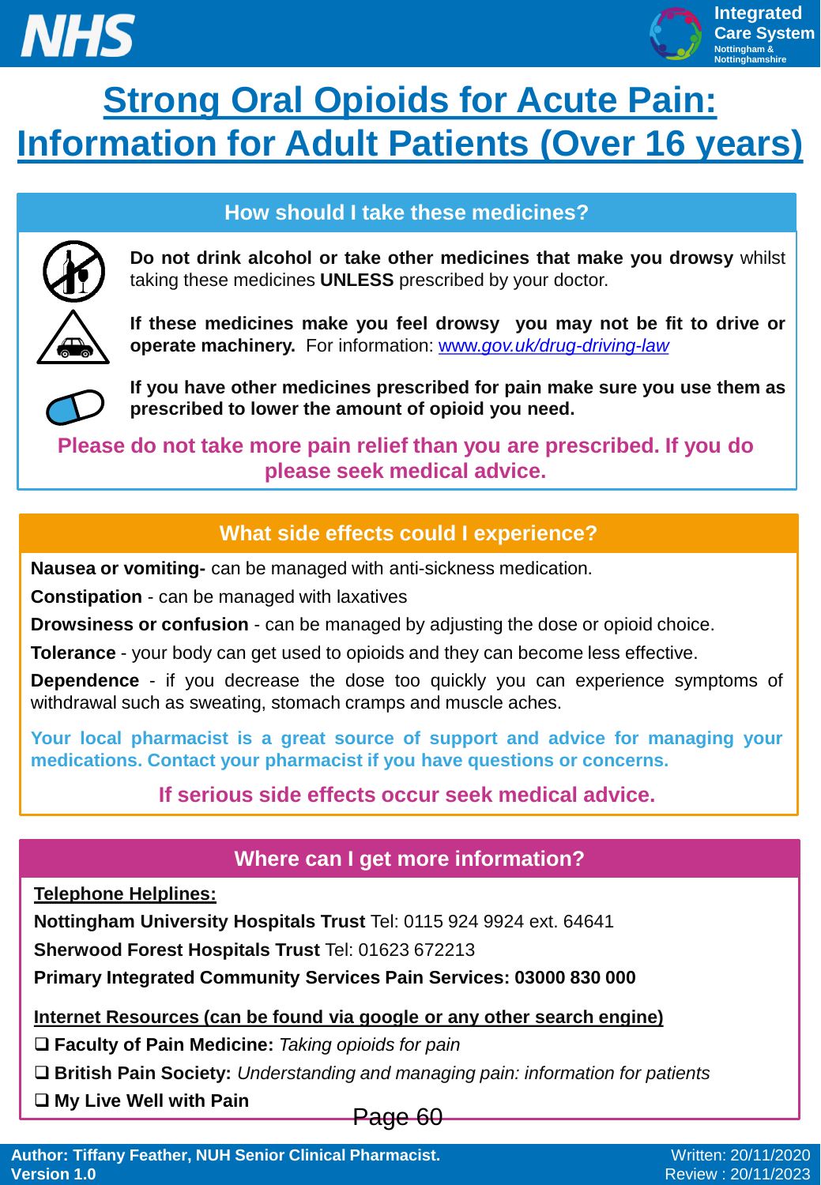NHS

Integrated Care System
Nottingham & Nottinghamshire

# Strong Oral Opioids for Acute Pain: Information for Adult Patients (Over 16 years)

## How should I take these medicines?

**Do not drink alcohol or take other medicines that make you drowsy** whilst taking these medicines **UNLESS** prescribed by your doctor.

**If these medicines make you feel drowsy you may not be fit to drive or operate machinery.** For information: www.gov.uk/drug-driving-law

**If you have other medicines prescribed for pain make sure you use them as prescribed to lower the amount of opioid you need.**

**Please do not take more pain relief than you are prescribed. If you do please seek medical advice.**

## What side effects could I experience?

**Nausea or vomiting-** can be managed with anti-sickness medication.

**Constipation** - can be managed with laxatives

**Drowsiness or confusion** - can be managed by adjusting the dose or opioid choice.

**Tolerance** - your body can get used to opioids and they can become less effective.

**Dependence** - if you decrease the dose too quickly you can experience symptoms of withdrawal such as sweating, stomach cramps and muscle aches.

**Your local pharmacist is a great source of support and advice for managing your medications. Contact your pharmacist if you have questions or concerns.**

**If serious side effects occur seek medical advice.**

## Where can I get more information?

**Telephone Helplines:**

**Nottingham University Hospitals Trust** Tel: 0115 924 9924 ext. 64641

**Sherwood Forest Hospitals Trust** Tel: 01623 672213

**Primary Integrated Community Services Pain Services: 03000 830 000**

**Internet Resources (can be found via google or any other search engine)**

- ❑ **Faculty of Pain Medicine:** *Taking opioids for pain*
- ❑ **British Pain Society:** *Understanding and managing pain: information for patients*
- ❑ **My Live Well with Pain**

**Author: Tiffany Feather, NUH Senior Clinical Pharmacist.**
**Version 1.0**

Written: 20/11/2020
Review : 20/11/2023